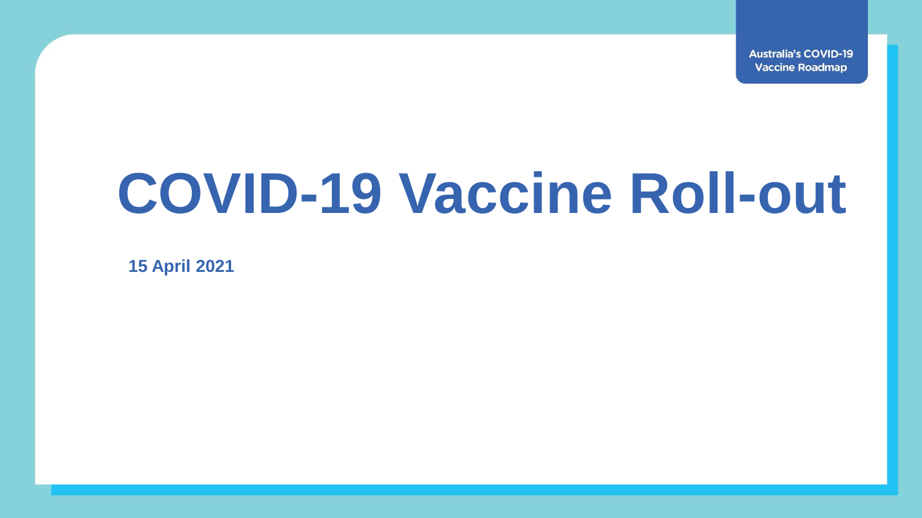Australia's COVID-19 Vaccine Roadmap

# COVID-19 Vaccine Roll-out

**15 April 2021**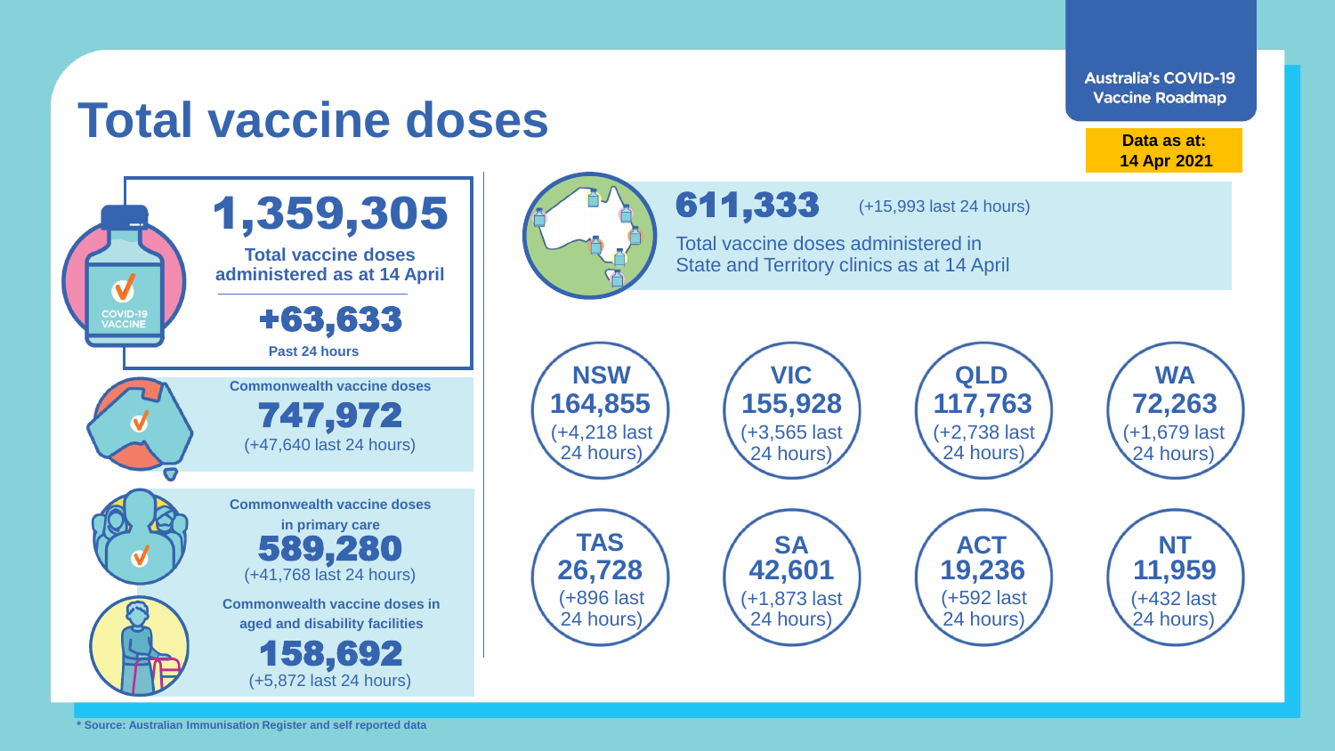# Total vaccine doses

Australia's COVID-19 Vaccine Roadmap

**Data as at: 14 Apr 2021**

## 1,359,305

**Total vaccine doses administered as at 14 April**

## +63,633

**Past 24 hours**

**Commonwealth vaccine doses**

## 747,972

(+47,640 last 24 hours)

**Commonwealth vaccine doses in primary care**

## 589,280

(+41,768 last 24 hours)

**Commonwealth vaccine doses in aged and disability facilities**

## 158,692

(+5,872 last 24 hours)

## 611,333

(+15,993 last 24 hours)

Total vaccine doses administered in State and Territory clinics as at 14 April

**NSW**
**164,855**
(+4,218 last 24 hours)

**VIC**
**155,928**
(+3,565 last 24 hours)

**QLD**
**117,763**
(+2,738 last 24 hours)

**WA**
**72,263**
(+1,679 last 24 hours)

**TAS**
**26,728**
(+896 last 24 hours)

**SA**
**42,601**
(+1,873 last 24 hours)

**ACT**
**19,236**
(+592 last 24 hours)

**NT**
**11,959**
(+432 last 24 hours)

**\* Source: Australian Immunisation Register and self reported data**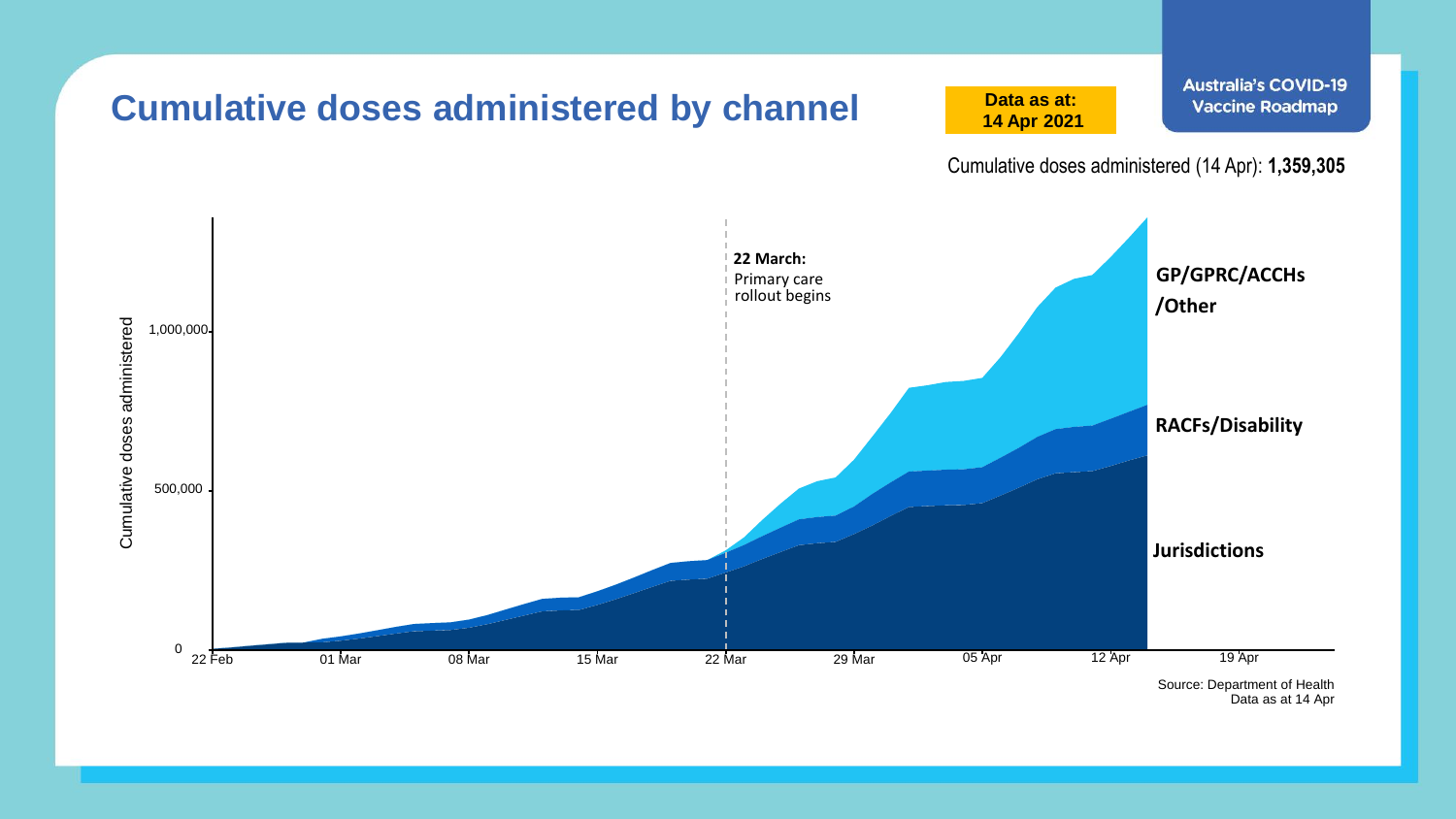# Cumulative doses administered by channel

**Data as at: 14 Apr 2021**

Australia's COVID-19 Vaccine Roadmap

Cumulative doses administered (14 Apr): **1,359,305**

Cumulative doses administered

1,000,000

500,000

0

22 Feb
01 Mar
08 Mar
15 Mar
22 Mar
29 Mar
05 Apr
12 Apr
19 Apr

**22 March:**
Primary care
rollout begins

**GP/GPRC/ACCHs /Other**

**RACFs/Disability**

**Jurisdictions**

Source: Department of Health
Data as at 14 Apr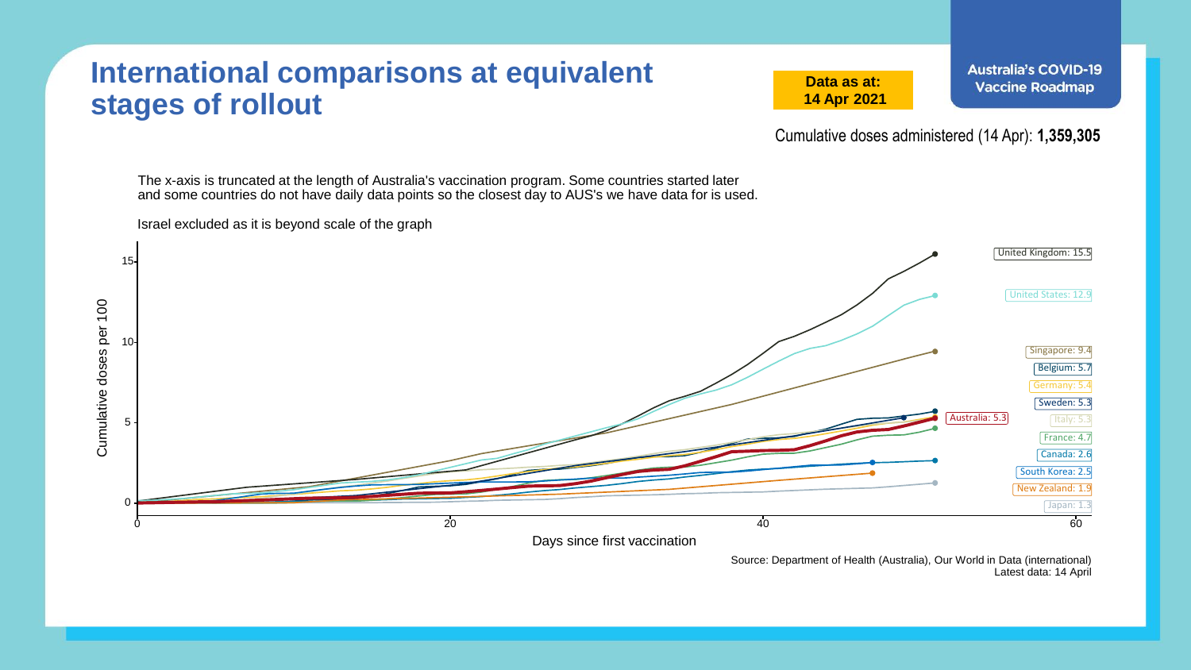# International comparisons at equivalent stages of rollout

**Data as at: 14 Apr 2021**

Australia's COVID-19 Vaccine Roadmap

Cumulative doses administered (14 Apr): **1,359,305**

The x-axis is truncated at the length of Australia's vaccination program. Some countries started later and some countries do not have daily data points so the closest day to AUS's we have data for is used.

Israel excluded as it is beyond scale of the graph

Cumulative doses per 100

15
10
5
0

0
20
40
60

Days since first vaccination

United Kingdom: 15.5
United States: 12.9
Singapore: 9.4
Belgium: 5.7
Germany: 5.4
Sweden: 5.3
Australia: 5.3
Italy: 5.3
France: 4.7
Canada: 2.6
South Korea: 2.5
New Zealand: 1.9
Japan: 1.3

Source: Department of Health (Australia), Our World in Data (international)
Latest data: 14 April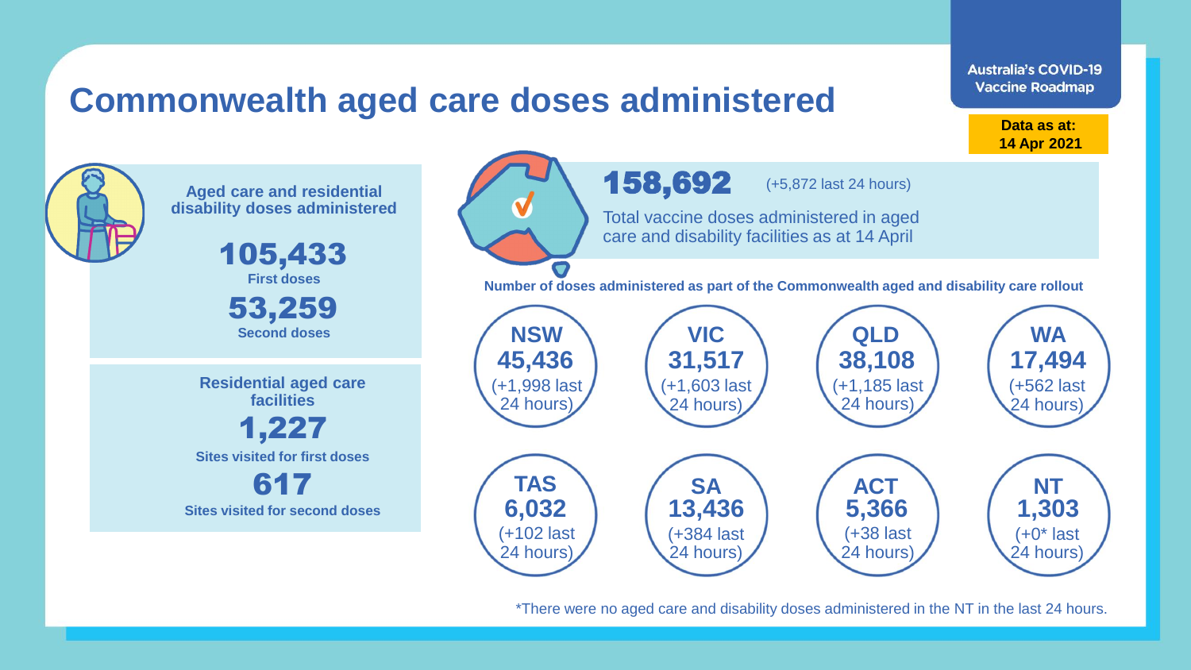# Commonwealth aged care doses administered

Australia's COVID-19 Vaccine Roadmap

**Data as at: 14 Apr 2021**

**Aged care and residential disability doses administered**

**105,433**
**First doses**

**53,259**
**Second doses**

**Residential aged care facilities**

**1,227**
**Sites visited for first doses**

**617**
**Sites visited for second doses**

**158,692** (+5,872 last 24 hours)

Total vaccine doses administered in aged care and disability facilities as at 14 April

**Number of doses administered as part of the Commonwealth aged and disability care rollout**

**NSW**
**45,436**
(+1,998 last 24 hours)

**VIC**
**31,517**
(+1,603 last 24 hours)

**QLD**
**38,108**
(+1,185 last 24 hours)

**WA**
**17,494**
(+562 last 24 hours)

**TAS**
**6,032**
(+102 last 24 hours)

**SA**
**13,436**
(+384 last 24 hours)

**ACT**
**5,366**
(+38 last 24 hours)

**NT**
**1,303**
(+0* last 24 hours)

*There were no aged care and disability doses administered in the NT in the last 24 hours.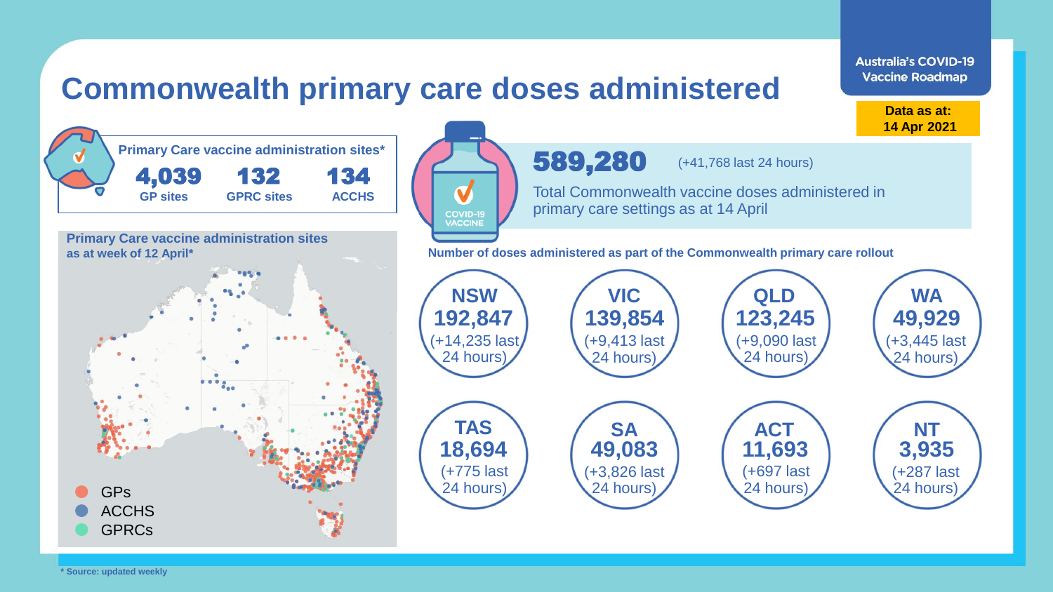# Commonwealth primary care doses administered

Australia's COVID-19 Vaccine Roadmap

**Data as at: 14 Apr 2021**

**Primary Care vaccine administration sites***

**4,039** GP sites

**132** GPRC sites

**134** ACCHS

**Primary Care vaccine administration sites as at week of 12 April***

GPs
ACCHS
GPRCs

**589,280** (+41,768 last 24 hours)

Total Commonwealth vaccine doses administered in primary care settings as at 14 April

**Number of doses administered as part of the Commonwealth primary care rollout**

**NSW** **192,847** (+14,235 last 24 hours)

**VIC** **139,854** (+9,413 last 24 hours)

**QLD** **123,245** (+9,090 last 24 hours)

**WA** **49,929** (+3,445 last 24 hours)

**TAS** **18,694** (+775 last 24 hours)

**SA** **49,083** (+3,826 last 24 hours)

**ACT** **11,693** (+697 last 24 hours)

**NT** **3,935** (+287 last 24 hours)

*** Source: updated weekly**